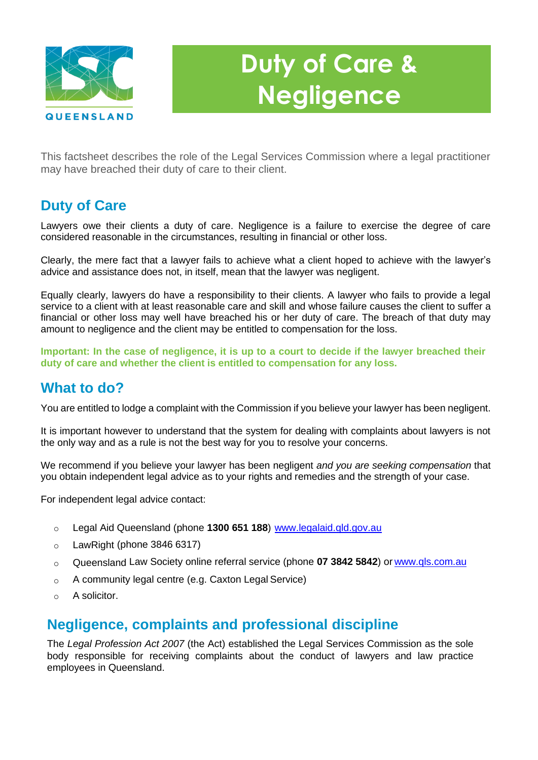QUEENSLAND

# Duty of Care & Negligence

This factsheet describes the role of the Legal Services Commission where a legal practitioner may have breached their duty of care to their client.

## Duty of Care

Lawyers owe their clients a duty of care. Negligence is a failure to exercise the degree of care considered reasonable in the circumstances, resulting in financial or other loss.

Clearly, the mere fact that a lawyer fails to achieve what a client hoped to achieve with the lawyer's advice and assistance does not, in itself, mean that the lawyer was negligent.

Equally clearly, lawyers do have a responsibility to their clients. A lawyer who fails to provide a legal service to a client with at least reasonable care and skill and whose failure causes the client to suffer a financial or other loss may well have breached his or her duty of care. The breach of that duty may amount to negligence and the client may be entitled to compensation for the loss.

**Important: In the case of negligence, it is up to a court to decide if the lawyer breached their duty of care and whether the client is entitled to compensation for any loss.**

## What to do?

You are entitled to lodge a complaint with the Commission if you believe your lawyer has been negligent.

It is important however to understand that the system for dealing with complaints about lawyers is not the only way and as a rule is not the best way for you to resolve your concerns.

We recommend if you believe your lawyer has been negligent *and you are seeking compensation* that you obtain independent legal advice as to your rights and remedies and the strength of your case.

For independent legal advice contact:

- Legal Aid Queensland (phone **1300 651 188**) www.legalaid.qld.gov.au
- LawRight (phone 3846 6317)
- Queensland Law Society online referral service (phone **07 3842 5842**) or www.qls.com.au
- A community legal centre (e.g. Caxton Legal Service)
- A solicitor.

## Negligence, complaints and professional discipline

The *Legal Profession Act 2007* (the Act) established the Legal Services Commission as the sole body responsible for receiving complaints about the conduct of lawyers and law practice employees in Queensland.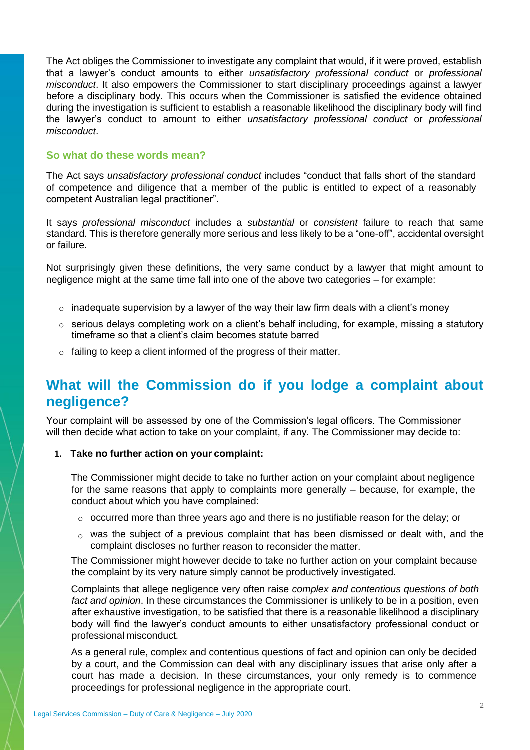The Act obliges the Commissioner to investigate any complaint that would, if it were proved, establish that a lawyer's conduct amounts to either *unsatisfactory professional conduct* or *professional misconduct*. It also empowers the Commissioner to start disciplinary proceedings against a lawyer before a disciplinary body. This occurs when the Commissioner is satisfied the evidence obtained during the investigation is sufficient to establish a reasonable likelihood the disciplinary body will find the lawyer's conduct to amount to either *unsatisfactory professional conduct* or *professional misconduct*.

### So what do these words mean?

The Act says *unsatisfactory professional conduct* includes "conduct that falls short of the standard of competence and diligence that a member of the public is entitled to expect of a reasonably competent Australian legal practitioner".

It says *professional misconduct* includes a *substantial* or *consistent* failure to reach that same standard. This is therefore generally more serious and less likely to be a "one-off", accidental oversight or failure.

Not surprisingly given these definitions, the very same conduct by a lawyer that might amount to negligence might at the same time fall into one of the above two categories – for example:

- inadequate supervision by a lawyer of the way their law firm deals with a client's money
- serious delays completing work on a client's behalf including, for example, missing a statutory timeframe so that a client's claim becomes statute barred
- failing to keep a client informed of the progress of their matter.

## What will the Commission do if you lodge a complaint about negligence?

Your complaint will be assessed by one of the Commission's legal officers. The Commissioner will then decide what action to take on your complaint, if any. The Commissioner may decide to:

1. **Take no further action on your complaint:**

   The Commissioner might decide to take no further action on your complaint about negligence for the same reasons that apply to complaints more generally – because, for example, the conduct about which you have complained:

   - occurred more than three years ago and there is no justifiable reason for the delay; or
   - was the subject of a previous complaint that has been dismissed or dealt with, and the complaint discloses no further reason to reconsider the matter.

   The Commissioner might however decide to take no further action on your complaint because the complaint by its very nature simply cannot be productively investigated.

   Complaints that allege negligence very often raise *complex and contentious questions of both fact and opinion*. In these circumstances the Commissioner is unlikely to be in a position, even after exhaustive investigation, to be satisfied that there is a reasonable likelihood a disciplinary body will find the lawyer's conduct amounts to either unsatisfactory professional conduct or professional misconduct.

   As a general rule, complex and contentious questions of fact and opinion can only be decided by a court, and the Commission can deal with any disciplinary issues that arise only after a court has made a decision. In these circumstances, your only remedy is to commence proceedings for professional negligence in the appropriate court.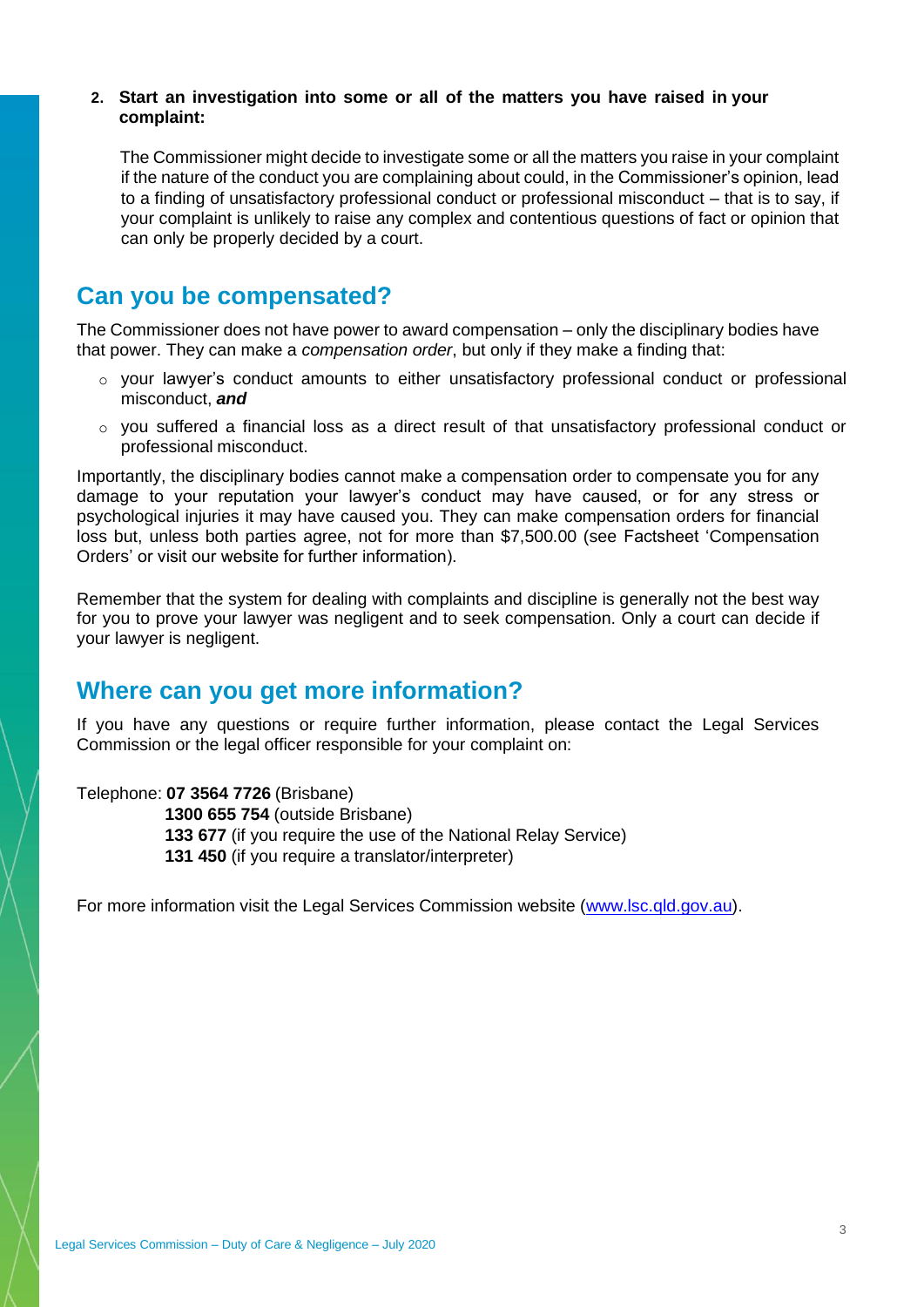2. **Start an investigation into some or all of the matters you have raised in your complaint:**

   The Commissioner might decide to investigate some or all the matters you raise in your complaint if the nature of the conduct you are complaining about could, in the Commissioner's opinion, lead to a finding of unsatisfactory professional conduct or professional misconduct – that is to say, if your complaint is unlikely to raise any complex and contentious questions of fact or opinion that can only be properly decided by a court.

## Can you be compensated?

The Commissioner does not have power to award compensation – only the disciplinary bodies have that power. They can make a *compensation order*, but only if they make a finding that:

- your lawyer's conduct amounts to either unsatisfactory professional conduct or professional misconduct, ***and***
- you suffered a financial loss as a direct result of that unsatisfactory professional conduct or professional misconduct.

Importantly, the disciplinary bodies cannot make a compensation order to compensate you for any damage to your reputation your lawyer's conduct may have caused, or for any stress or psychological injuries it may have caused you. They can make compensation orders for financial loss but, unless both parties agree, not for more than $7,500.00 (see Factsheet 'Compensation Orders' or visit our website for further information).

Remember that the system for dealing with complaints and discipline is generally not the best way for you to prove your lawyer was negligent and to seek compensation. Only a court can decide if your lawyer is negligent.

## Where can you get more information?

If you have any questions or require further information, please contact the Legal Services Commission or the legal officer responsible for your complaint on:

Telephone: **07 3564 7726** (Brisbane)
**1300 655 754** (outside Brisbane)
**133 677** (if you require the use of the National Relay Service)
**131 450** (if you require a translator/interpreter)

For more information visit the Legal Services Commission website (www.lsc.qld.gov.au).